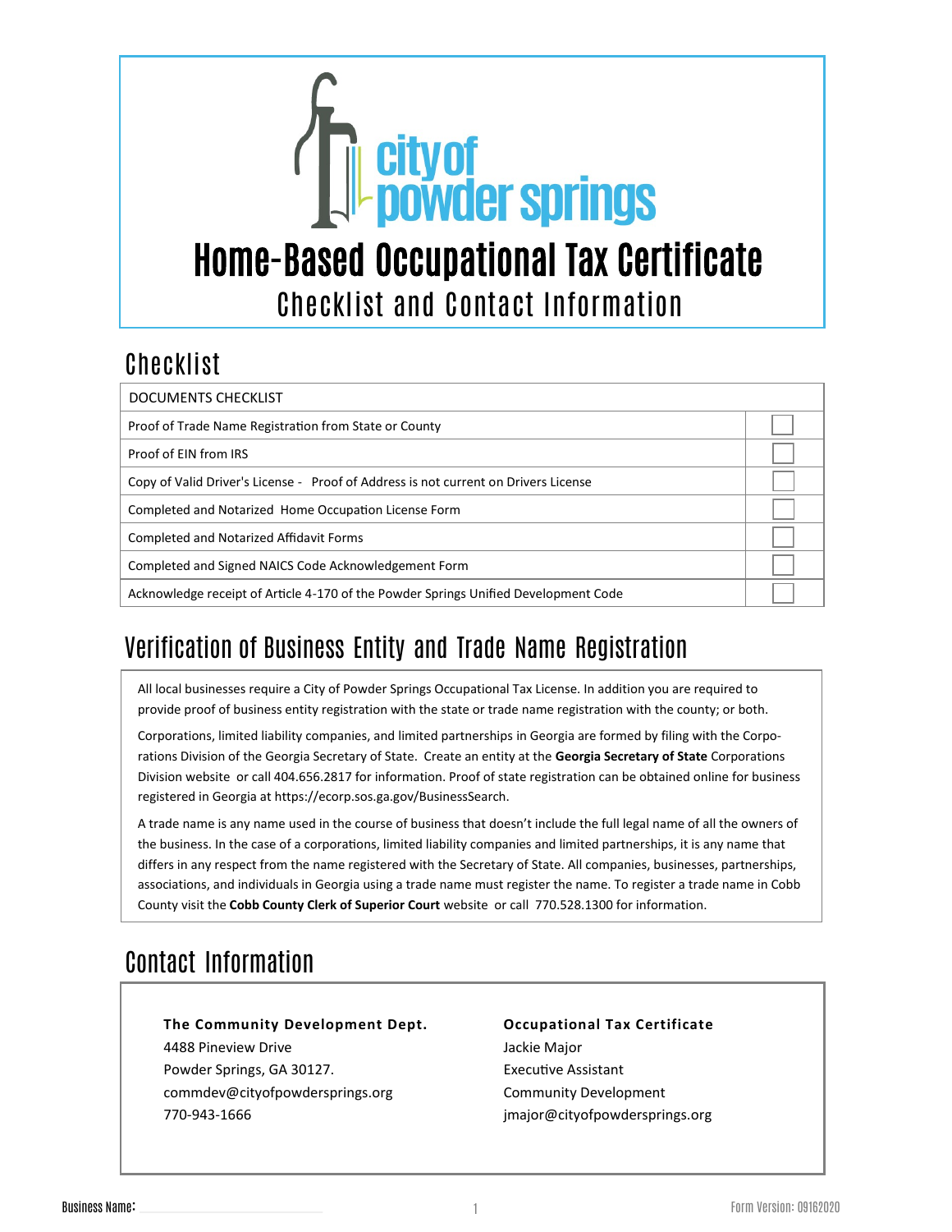# city of powder springs

# Home-Based Occupational Tax Certificate

## Checklist and Contact Information

## Checklist

| DOCUMENTS CHECKLIST | |
|---|---|
| Proof of Trade Name Registration from State or County | ☐ |
| Proof of EIN from IRS | ☐ |
| Copy of Valid Driver's License - Proof of Address is not current on Drivers License | ☐ |
| Completed and Notarized Home Occupation License Form | ☐ |
| Completed and Notarized Affidavit Forms | ☐ |
| Completed and Signed NAICS Code Acknowledgement Form | ☐ |
| Acknowledge receipt of Article 4-170 of the Powder Springs Unified Development Code | ☐ |

## Verification of Business Entity and Trade Name Registration

All local businesses require a City of Powder Springs Occupational Tax License. In addition you are required to provide proof of business entity registration with the state or trade name registration with the county; or both.

Corporations, limited liability companies, and limited partnerships in Georgia are formed by filing with the Corporations Division of the Georgia Secretary of State. Create an entity at the **Georgia Secretary of State** Corporations Division website or call 404.656.2817 for information. Proof of state registration can be obtained online for business registered in Georgia at https://ecorp.sos.ga.gov/BusinessSearch.

A trade name is any name used in the course of business that doesn't include the full legal name of all the owners of the business. In the case of a corporations, limited liability companies and limited partnerships, it is any name that differs in any respect from the name registered with the Secretary of State. All companies, businesses, partnerships, associations, and individuals in Georgia using a trade name must register the name. To register a trade name in Cobb County visit the **Cobb County Clerk of Superior Court** website or call 770.528.1300 for information.

## Contact Information

**The Community Development Dept.**
4488 Pineview Drive
Powder Springs, GA 30127.
commdev@cityofpowdersprings.org
770-943-1666

**Occupational Tax Certificate**
Jackie Major
Executive Assistant
Community Development
jmajor@cityofpowdersprings.org

Business Name: ____________________

Form Version: 09162020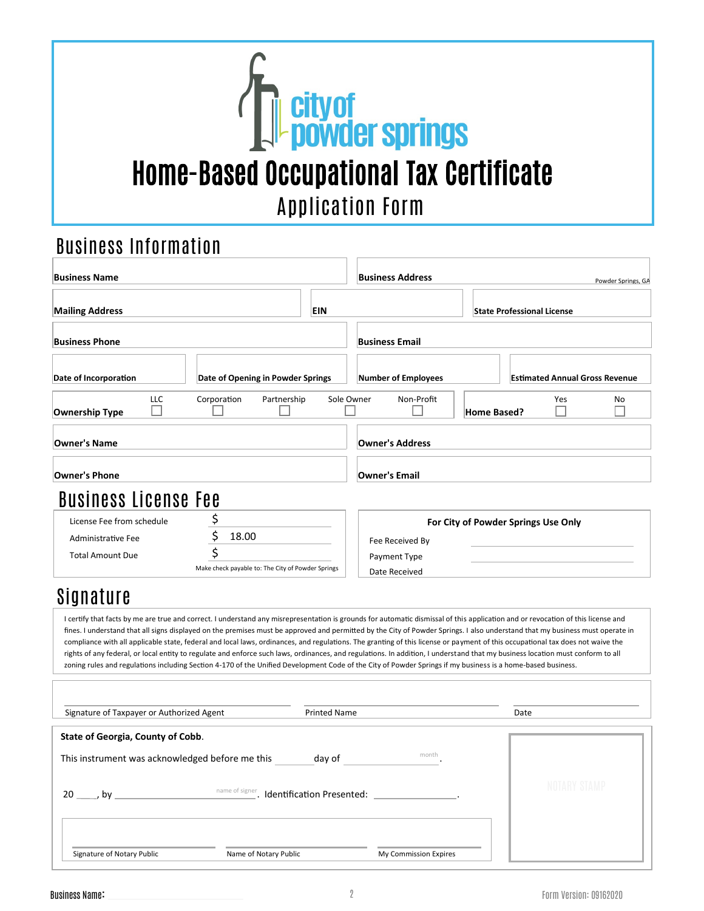# Home-Based Occupational Tax Certificate

## Application Form

## Business Information

| | | | |
|---|---|---|---|
| **Business Name** | | **Business Address** | Powder Springs, GA |
| **Mailing Address** | **EIN** | **State Professional License** | |
| **Business Phone** | | **Business Email** | |
| **Date of Incorporation** | **Date of Opening in Powder Springs** | **Number of Employees** | **Estimated Annual Gross Revenue** |

**Ownership Type** ☐ LLC ☐ Corporation ☐ Partnership ☐ Sole Owner ☐ Non-Profit

**Home Based?** ☐ Yes ☐ No

| | |
|---|---|
| **Owner's Name** | **Owner's Address** |
| **Owner's Phone** | **Owner's Email** |

## Business License Fee

| | |
|---|---|
| License Fee from schedule | $ |
| Administrative Fee | $ 18.00 |
| Total Amount Due | $ |

Make check payable to: The City of Powder Springs

**For City of Powder Springs Use Only**

Fee Received By ____________________

Payment Type ____________________

Date Received

## Signature

I certify that facts by me are true and correct. I understand any misrepresentation is grounds for automatic dismissal of this application and or revocation of this license and fines. I understand that all signs displayed on the premises must be approved and permitted by the City of Powder Springs. I also understand that my business must operate in compliance with all applicable state, federal and local laws, ordinances, and regulations. The granting of this license or payment of this occupational tax does not waive the rights of any federal, or local entity to regulate and enforce such laws, ordinances, and regulations. In addition, I understand that my business location must conform to all zoning rules and regulations including Section 4-170 of the Unified Development Code of the City of Powder Springs if my business is a home-based business.

| | | |
|---|---|---|
| Signature of Taxpayer or Authorized Agent | Printed Name | Date |

**State of Georgia, County of Cobb.**

This instrument was acknowledged before me this ________ day of ____________ (month).

20 ____, by ______________________ (name of signer). Identification Presented: ________________.

| | | |
|---|---|---|
| Signature of Notary Public | Name of Notary Public | My Commission Expires |

NOTARY STAMP

Business Name: ____________________

Form Version: 09162020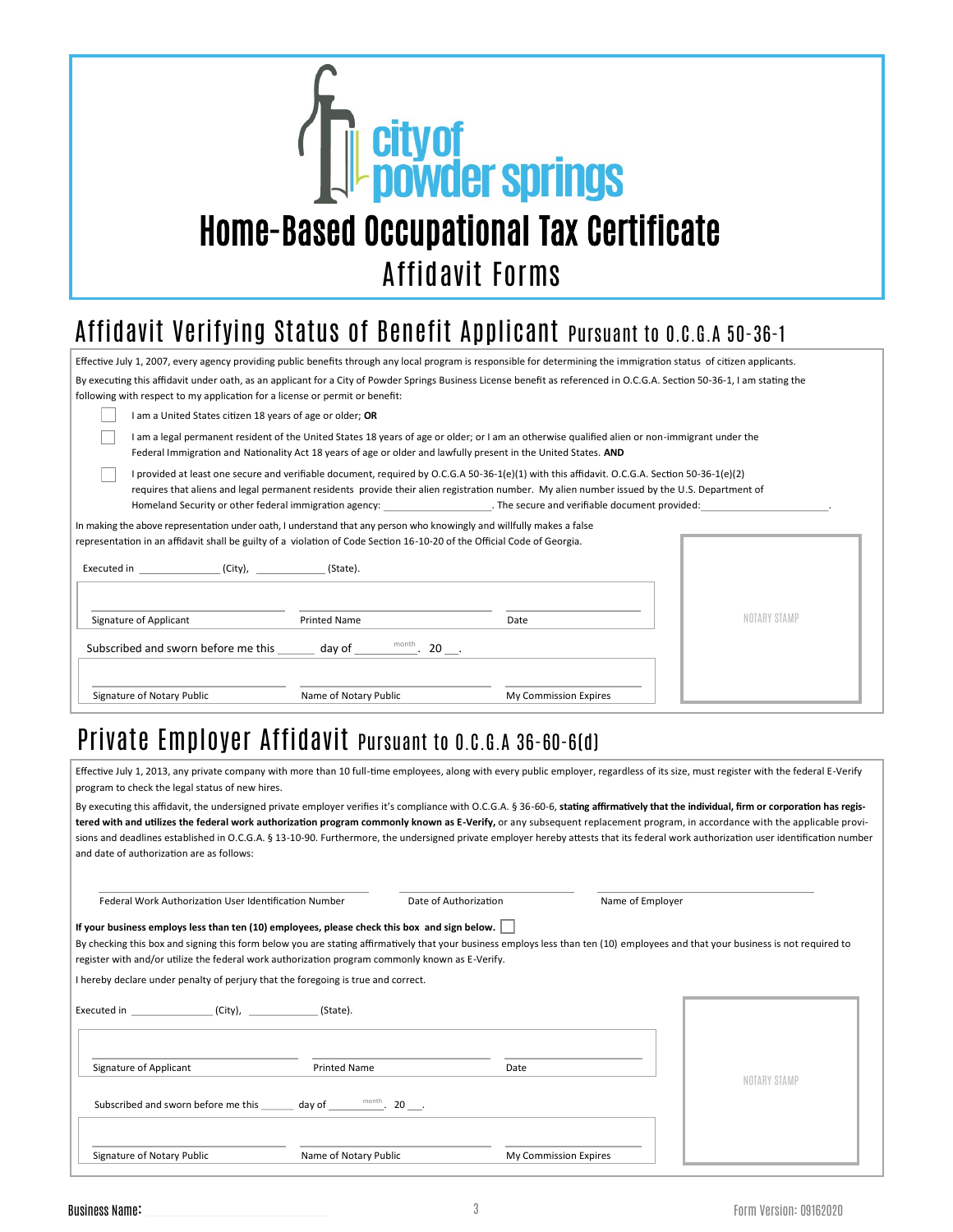city of powder springs

# Home-Based Occupational Tax Certificate

## Affidavit Forms

## Affidavit Verifying Status of Benefit Applicant Pursuant to O.C.G.A 50-36-1

Effective July 1, 2007, every agency providing public benefits through any local program is responsible for determining the immigration status of citizen applicants.

By executing this affidavit under oath, as an applicant for a City of Powder Springs Business License benefit as referenced in O.C.G.A. Section 50-36-1, I am stating the following with respect to my application for a license or permit or benefit:

- ☐ I am a United States citizen 18 years of age or older; **OR**
- ☐ I am a legal permanent resident of the United States 18 years of age or older; or I am an otherwise qualified alien or non-immigrant under the Federal Immigration and Nationality Act 18 years of age or older and lawfully present in the United States. **AND**
- ☐ I provided at least one secure and verifiable document, required by O.C.G.A 50-36-1(e)(1) with this affidavit. O.C.G.A. Section 50-36-1(e)(2) requires that aliens and legal permanent residents provide their alien registration number. My alien number issued by the U.S. Department of Homeland Security or other federal immigration agency: ____________________. The secure and verifiable document provided: ____________________.

In making the above representation under oath, I understand that any person who knowingly and willfully makes a false representation in an affidavit shall be guilty of a violation of Code Section 16-10-20 of the Official Code of Georgia.

Executed in ______________ (City), ____________ (State).

| Signature of Applicant | Printed Name | Date |
|---|---|---|

Subscribed and sworn before me this ______ day of ________ (month). 20 ___.

| Signature of Notary Public | Name of Notary Public | My Commission Expires |
|---|---|---|

NOTARY STAMP

## Private Employer Affidavit Pursuant to O.C.G.A 36-60-6(d)

Effective July 1, 2013, any private company with more than 10 full-time employees, along with every public employer, regardless of its size, must register with the federal E-Verify program to check the legal status of new hires.

By executing this affidavit, the undersigned private employer verifies it's compliance with O.C.G.A. § 36-60-6, **stating affirmatively that the individual, firm or corporation has registered with and utilizes the federal work authorization program commonly known as E-Verify,** or any subsequent replacement program, in accordance with the applicable provisions and deadlines established in O.C.G.A. § 13-10-90. Furthermore, the undersigned private employer hereby attests that its federal work authorization user identification number and date of authorization are as follows:

| Federal Work Authorization User Identification Number | Date of Authorization | Name of Employer |
|---|---|---|

**If your business employs less than ten (10) employees, please check this box and sign below.** ☐

By checking this box and signing this form below you are stating affirmatively that your business employs less than ten (10) employees and that your business is not required to register with and/or utilize the federal work authorization program commonly known as E-Verify.

I hereby declare under penalty of perjury that the foregoing is true and correct.

Executed in ______________ (City), ____________ (State).

| Signature of Applicant | Printed Name | Date |
|---|---|---|

Subscribed and sworn before me this ______ day of ________ (month). 20 ___.

| Signature of Notary Public | Name of Notary Public | My Commission Expires |
|---|---|---|

NOTARY STAMP

Business Name: ____________________

Form Version: 09162020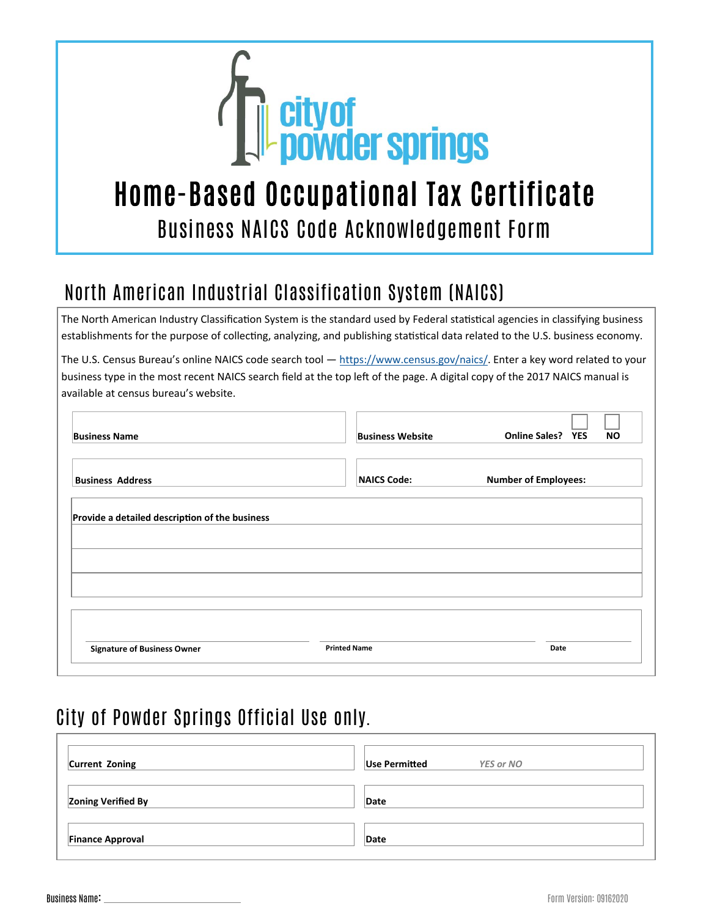# Home-Based Occupational Tax Certificate

## Business NAICS Code Acknowledgement Form

## North American Industrial Classification System (NAICS)

The North American Industry Classification System is the standard used by Federal statistical agencies in classifying business establishments for the purpose of collecting, analyzing, and publishing statistical data related to the U.S. business economy.

The U.S. Census Bureau's online NAICS code search tool — https://www.census.gov/naics/. Enter a key word related to your business type in the most recent NAICS search field at the top left of the page. A digital copy of the 2017 NAICS manual is available at census bureau's website.

| | |
|---|---|
| **Business Name** | **Business Website** **Online Sales?** **YES** ☐ **NO** ☐ |
| **Business Address** | **NAICS Code:** **Number of Employees:** |

**Provide a detailed description of the business**

| |
|---|
| |
| |
| |

| **Signature of Business Owner** | **Printed Name** | **Date** |
|---|---|---|
| | | |

## City of Powder Springs Official Use only.

| | |
|---|---|
| **Current Zoning** | **Use Permitted** *YES or NO* |
| **Zoning Verified By** | **Date** |
| **Finance Approval** | **Date** |

Business Name: ____________________

Form Version: 09162020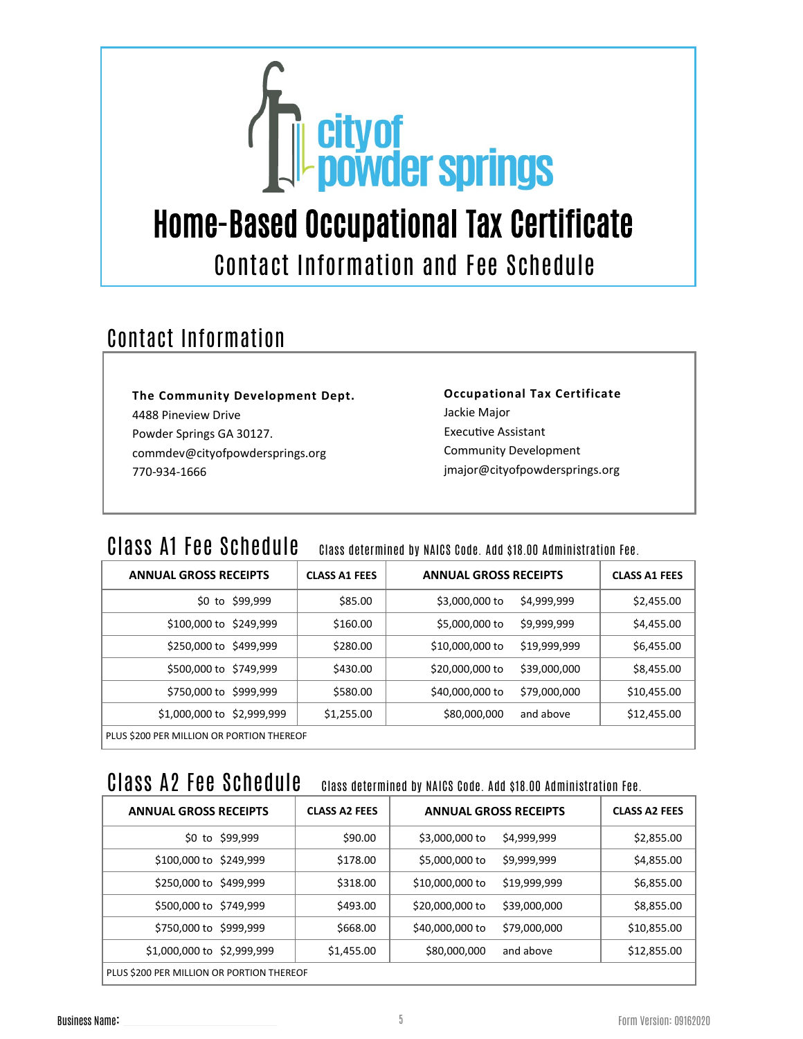# Home-Based Occupational Tax Certificate

## Contact Information and Fee Schedule

## Contact Information

**The Community Development Dept.**
4488 Pineview Drive
Powder Springs GA 30127.
commdev@cityofpowdersprings.org
770-934-1666

**Occupational Tax Certificate**
Jackie Major
Executive Assistant
Community Development
jmajor@cityofpowdersprings.org

## Class A1 Fee Schedule

Class determined by NAICS Code. Add $18.00 Administration Fee.

| ANNUAL GROSS RECEIPTS | CLASS A1 FEES | ANNUAL GROSS RECEIPTS | CLASS A1 FEES |
|---|---|---|---|
| $0 to $99,999 | $85.00 | $3,000,000 to $4,999,999 | $2,455.00 |
| $100,000 to $249,999 | $160.00 | $5,000,000 to $9,999,999 | $4,455.00 |
| $250,000 to $499,999 | $280.00 | $10,000,000 to $19,999,999 | $6,455.00 |
| $500,000 to $749,999 | $430.00 | $20,000,000 to $39,000,000 | $8,455.00 |
| $750,000 to $999,999 | $580.00 | $40,000,000 to $79,000,000 | $10,455.00 |
| $1,000,000 to $2,999,999 | $1,255.00 | $80,000,000 and above | $12,455.00 |
| PLUS $200 PER MILLION OR PORTION THEREOF | | | |

## Class A2 Fee Schedule

Class determined by NAICS Code. Add $18.00 Administration Fee.

| ANNUAL GROSS RECEIPTS | CLASS A2 FEES | ANNUAL GROSS RECEIPTS | CLASS A2 FEES |
|---|---|---|---|
| $0 to $99,999 | $90.00 | $3,000,000 to $4,999,999 | $2,855.00 |
| $100,000 to $249,999 | $178.00 | $5,000,000 to $9,999,999 | $4,855.00 |
| $250,000 to $499,999 | $318.00 | $10,000,000 to $19,999,999 | $6,855.00 |
| $500,000 to $749,999 | $493.00 | $20,000,000 to $39,000,000 | $8,855.00 |
| $750,000 to $999,999 | $668.00 | $40,000,000 to $79,000,000 | $10,855.00 |
| $1,000,000 to $2,999,999 | $1,455.00 | $80,000,000 and above | $12,855.00 |
| PLUS $200 PER MILLION OR PORTION THEREOF | | | |

Business Name: ____________________

Form Version: 09162020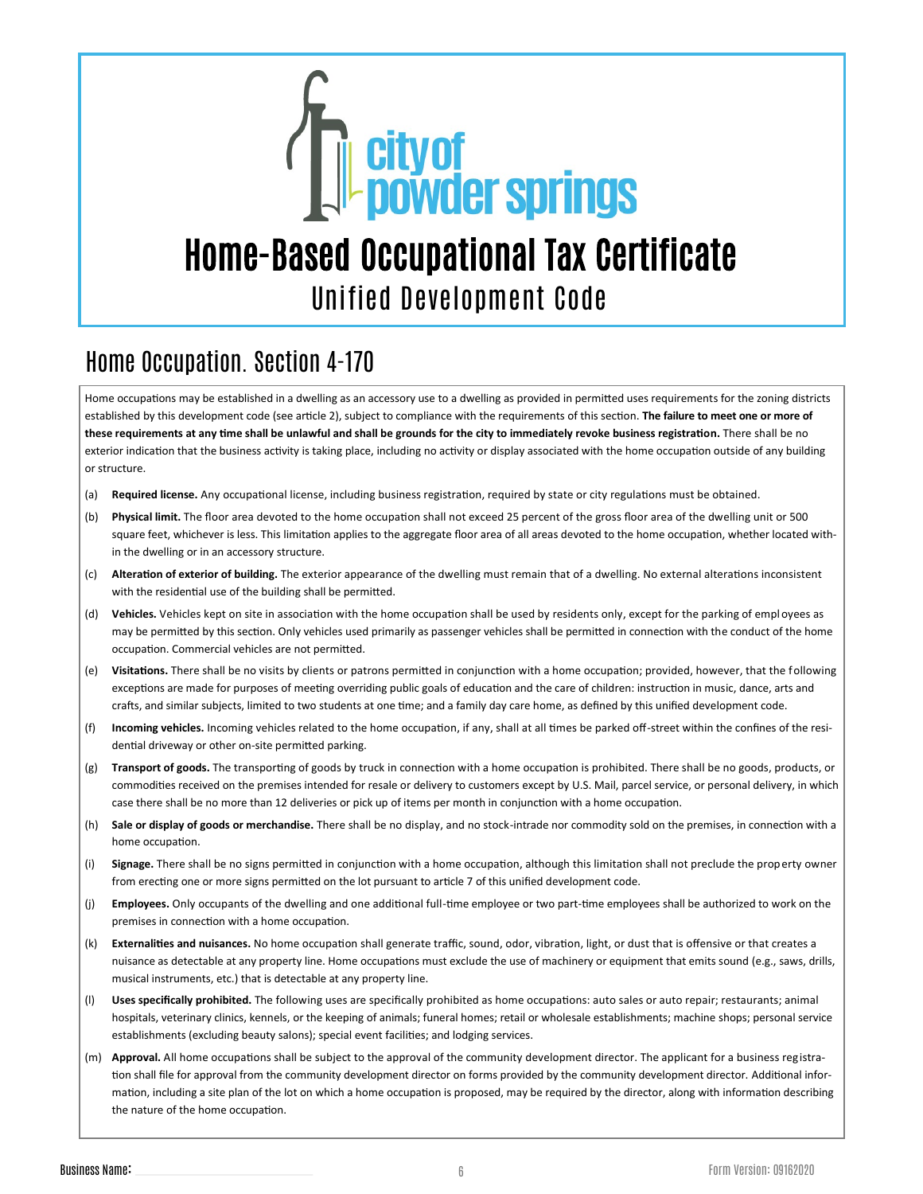city of powder springs

# Home-Based Occupational Tax Certificate

Unified Development Code

## Home Occupation. Section 4-170

Home occupations may be established in a dwelling as an accessory use to a dwelling as provided in permitted uses requirements for the zoning districts established by this development code (see article 2), subject to compliance with the requirements of this section. **The failure to meet one or more of these requirements at any time shall be unlawful and shall be grounds for the city to immediately revoke business registration.** There shall be no exterior indication that the business activity is taking place, including no activity or display associated with the home occupation outside of any building or structure.

(a) **Required license.** Any occupational license, including business registration, required by state or city regulations must be obtained.

(b) **Physical limit.** The floor area devoted to the home occupation shall not exceed 25 percent of the gross floor area of the dwelling unit or 500 square feet, whichever is less. This limitation applies to the aggregate floor area of all areas devoted to the home occupation, whether located within the dwelling or in an accessory structure.

(c) **Alteration of exterior of building.** The exterior appearance of the dwelling must remain that of a dwelling. No external alterations inconsistent with the residential use of the building shall be permitted.

(d) **Vehicles.** Vehicles kept on site in association with the home occupation shall be used by residents only, except for the parking of employees as may be permitted by this section. Only vehicles used primarily as passenger vehicles shall be permitted in connection with the conduct of the home occupation. Commercial vehicles are not permitted.

(e) **Visitations.** There shall be no visits by clients or patrons permitted in conjunction with a home occupation; provided, however, that the following exceptions are made for purposes of meeting overriding public goals of education and the care of children: instruction in music, dance, arts and crafts, and similar subjects, limited to two students at one time; and a family day care home, as defined by this unified development code.

(f) **Incoming vehicles.** Incoming vehicles related to the home occupation, if any, shall at all times be parked off-street within the confines of the residential driveway or other on-site permitted parking.

(g) **Transport of goods.** The transporting of goods by truck in connection with a home occupation is prohibited. There shall be no goods, products, or commodities received on the premises intended for resale or delivery to customers except by U.S. Mail, parcel service, or personal delivery, in which case there shall be no more than 12 deliveries or pick up of items per month in conjunction with a home occupation.

(h) **Sale or display of goods or merchandise.** There shall be no display, and no stock-intrade nor commodity sold on the premises, in connection with a home occupation.

(i) **Signage.** There shall be no signs permitted in conjunction with a home occupation, although this limitation shall not preclude the property owner from erecting one or more signs permitted on the lot pursuant to article 7 of this unified development code.

(j) **Employees.** Only occupants of the dwelling and one additional full-time employee or two part-time employees shall be authorized to work on the premises in connection with a home occupation.

(k) **Externalities and nuisances.** No home occupation shall generate traffic, sound, odor, vibration, light, or dust that is offensive or that creates a nuisance as detectable at any property line. Home occupations must exclude the use of machinery or equipment that emits sound (e.g., saws, drills, musical instruments, etc.) that is detectable at any property line.

(l) **Uses specifically prohibited.** The following uses are specifically prohibited as home occupations: auto sales or auto repair; restaurants; animal hospitals, veterinary clinics, kennels, or the keeping of animals; funeral homes; retail or wholesale establishments; machine shops; personal service establishments (excluding beauty salons); special event facilities; and lodging services.

(m) **Approval.** All home occupations shall be subject to the approval of the community development director. The applicant for a business registration shall file for approval from the community development director on forms provided by the community development director. Additional information, including a site plan of the lot on which a home occupation is proposed, may be required by the director, along with information describing the nature of the home occupation.

Business Name: ______________________

Form Version: 09162020